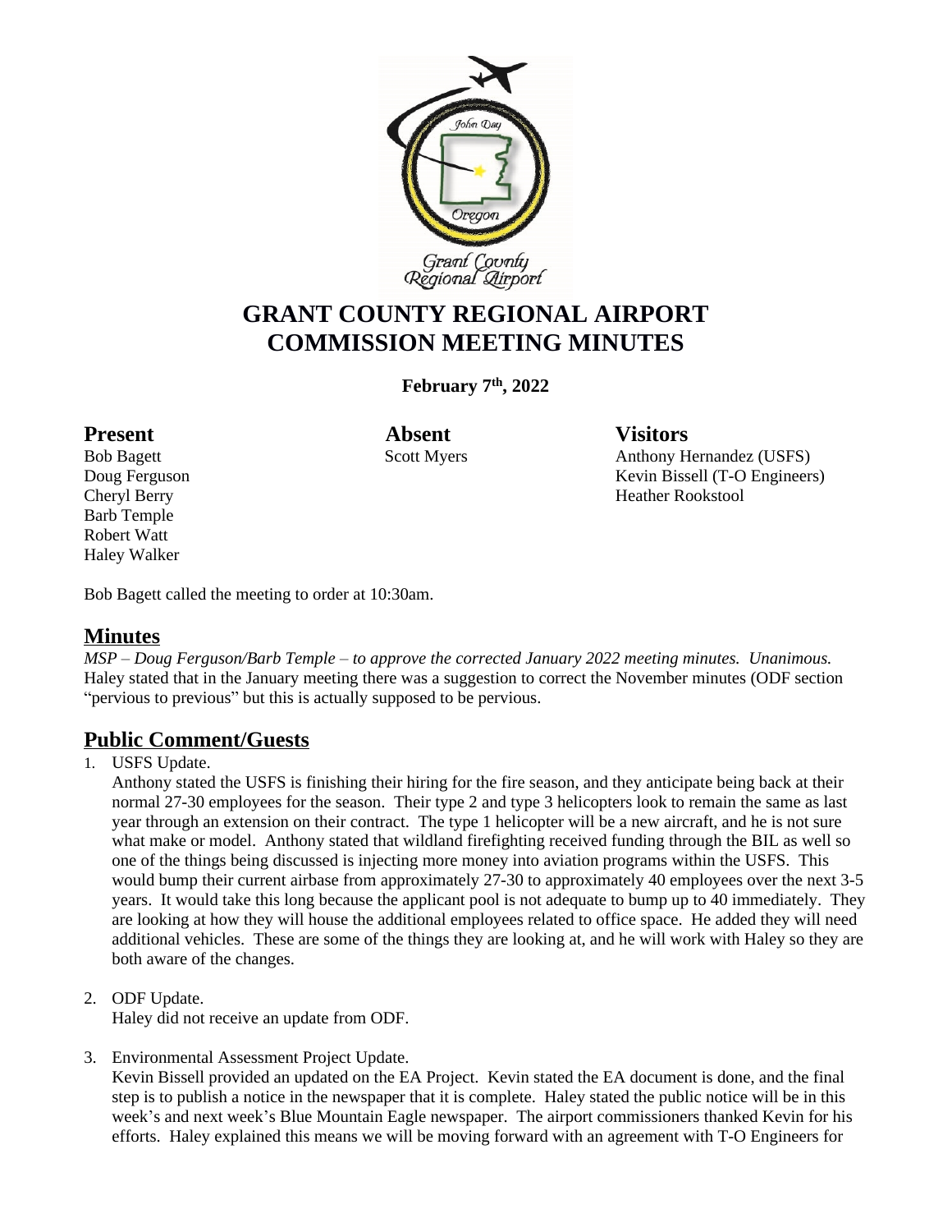# GRANT COUNTY REGIONAL AIRPORT COMMISSION MEETING MINUTES

**February 7th, 2022**

**Present**
Bob Bagett
Doug Ferguson
Cheryl Berry
Barb Temple
Robert Watt
Haley Walker

**Absent**
Scott Myers

**Visitors**
Anthony Hernandez (USFS)
Kevin Bissell (T-O Engineers)
Heather Rookstool

Bob Bagett called the meeting to order at 10:30am.

## Minutes

*MSP – Doug Ferguson/Barb Temple – to approve the corrected January 2022 meeting minutes. Unanimous.*
Haley stated that in the January meeting there was a suggestion to correct the November minutes (ODF section "pervious to previous" but this is actually supposed to be pervious.

## Public Comment/Guests

1. USFS Update.
   Anthony stated the USFS is finishing their hiring for the fire season, and they anticipate being back at their normal 27-30 employees for the season. Their type 2 and type 3 helicopters look to remain the same as last year through an extension on their contract. The type 1 helicopter will be a new aircraft, and he is not sure what make or model. Anthony stated that wildland firefighting received funding through the BIL as well so one of the things being discussed is injecting more money into aviation programs within the USFS. This would bump their current airbase from approximately 27-30 to approximately 40 employees over the next 3-5 years. It would take this long because the applicant pool is not adequate to bump up to 40 immediately. They are looking at how they will house the additional employees related to office space. He added they will need additional vehicles. These are some of the things they are looking at, and he will work with Haley so they are both aware of the changes.

2. ODF Update.
   Haley did not receive an update from ODF.

3. Environmental Assessment Project Update.
   Kevin Bissell provided an updated on the EA Project. Kevin stated the EA document is done, and the final step is to publish a notice in the newspaper that it is complete. Haley stated the public notice will be in this week's and next week's Blue Mountain Eagle newspaper. The airport commissioners thanked Kevin for his efforts. Haley explained this means we will be moving forward with an agreement with T-O Engineers for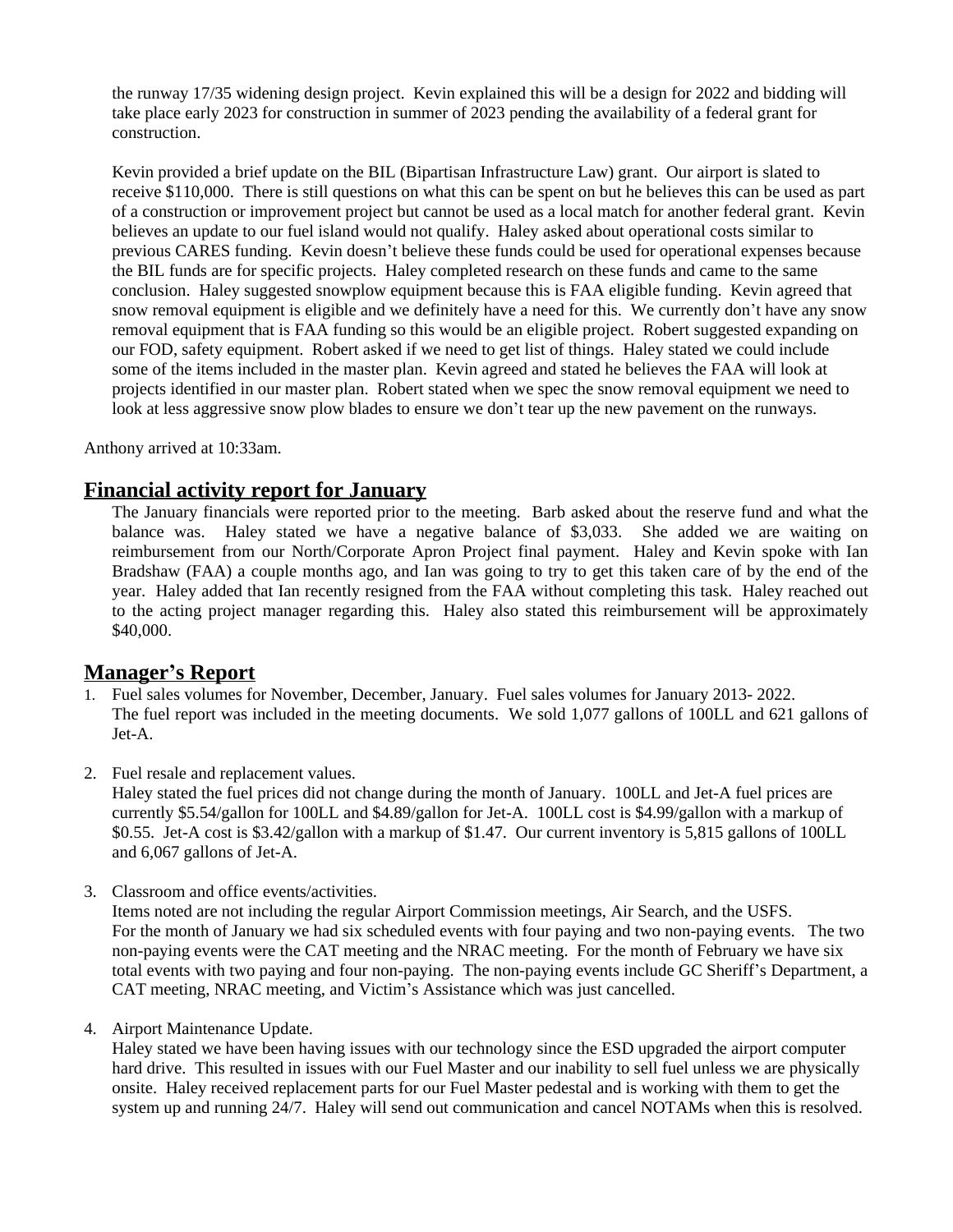the runway 17/35 widening design project. Kevin explained this will be a design for 2022 and bidding will take place early 2023 for construction in summer of 2023 pending the availability of a federal grant for construction.

Kevin provided a brief update on the BIL (Bipartisan Infrastructure Law) grant. Our airport is slated to receive $110,000. There is still questions on what this can be spent on but he believes this can be used as part of a construction or improvement project but cannot be used as a local match for another federal grant. Kevin believes an update to our fuel island would not qualify. Haley asked about operational costs similar to previous CARES funding. Kevin doesn't believe these funds could be used for operational expenses because the BIL funds are for specific projects. Haley completed research on these funds and came to the same conclusion. Haley suggested snowplow equipment because this is FAA eligible funding. Kevin agreed that snow removal equipment is eligible and we definitely have a need for this. We currently don't have any snow removal equipment that is FAA funding so this would be an eligible project. Robert suggested expanding on our FOD, safety equipment. Robert asked if we need to get list of things. Haley stated we could include some of the items included in the master plan. Kevin agreed and stated he believes the FAA will look at projects identified in our master plan. Robert stated when we spec the snow removal equipment we need to look at less aggressive snow plow blades to ensure we don't tear up the new pavement on the runways.

Anthony arrived at 10:33am.

## Financial activity report for January

The January financials were reported prior to the meeting. Barb asked about the reserve fund and what the balance was. Haley stated we have a negative balance of $3,033. She added we are waiting on reimbursement from our North/Corporate Apron Project final payment. Haley and Kevin spoke with Ian Bradshaw (FAA) a couple months ago, and Ian was going to try to get this taken care of by the end of the year. Haley added that Ian recently resigned from the FAA without completing this task. Haley reached out to the acting project manager regarding this. Haley also stated this reimbursement will be approximately $40,000.

## Manager's Report

1. Fuel sales volumes for November, December, January. Fuel sales volumes for January 2013- 2022.
   The fuel report was included in the meeting documents. We sold 1,077 gallons of 100LL and 621 gallons of Jet-A.

2. Fuel resale and replacement values.
   Haley stated the fuel prices did not change during the month of January. 100LL and Jet-A fuel prices are currently $5.54/gallon for 100LL and $4.89/gallon for Jet-A. 100LL cost is $4.99/gallon with a markup of $0.55. Jet-A cost is $3.42/gallon with a markup of $1.47. Our current inventory is 5,815 gallons of 100LL and 6,067 gallons of Jet-A.

3. Classroom and office events/activities.
   Items noted are not including the regular Airport Commission meetings, Air Search, and the USFS.
   For the month of January we had six scheduled events with four paying and two non-paying events. The two non-paying events were the CAT meeting and the NRAC meeting. For the month of February we have six total events with two paying and four non-paying. The non-paying events include GC Sheriff's Department, a CAT meeting, NRAC meeting, and Victim's Assistance which was just cancelled.

4. Airport Maintenance Update.
   Haley stated we have been having issues with our technology since the ESD upgraded the airport computer hard drive. This resulted in issues with our Fuel Master and our inability to sell fuel unless we are physically onsite. Haley received replacement parts for our Fuel Master pedestal and is working with them to get the system up and running 24/7. Haley will send out communication and cancel NOTAMs when this is resolved.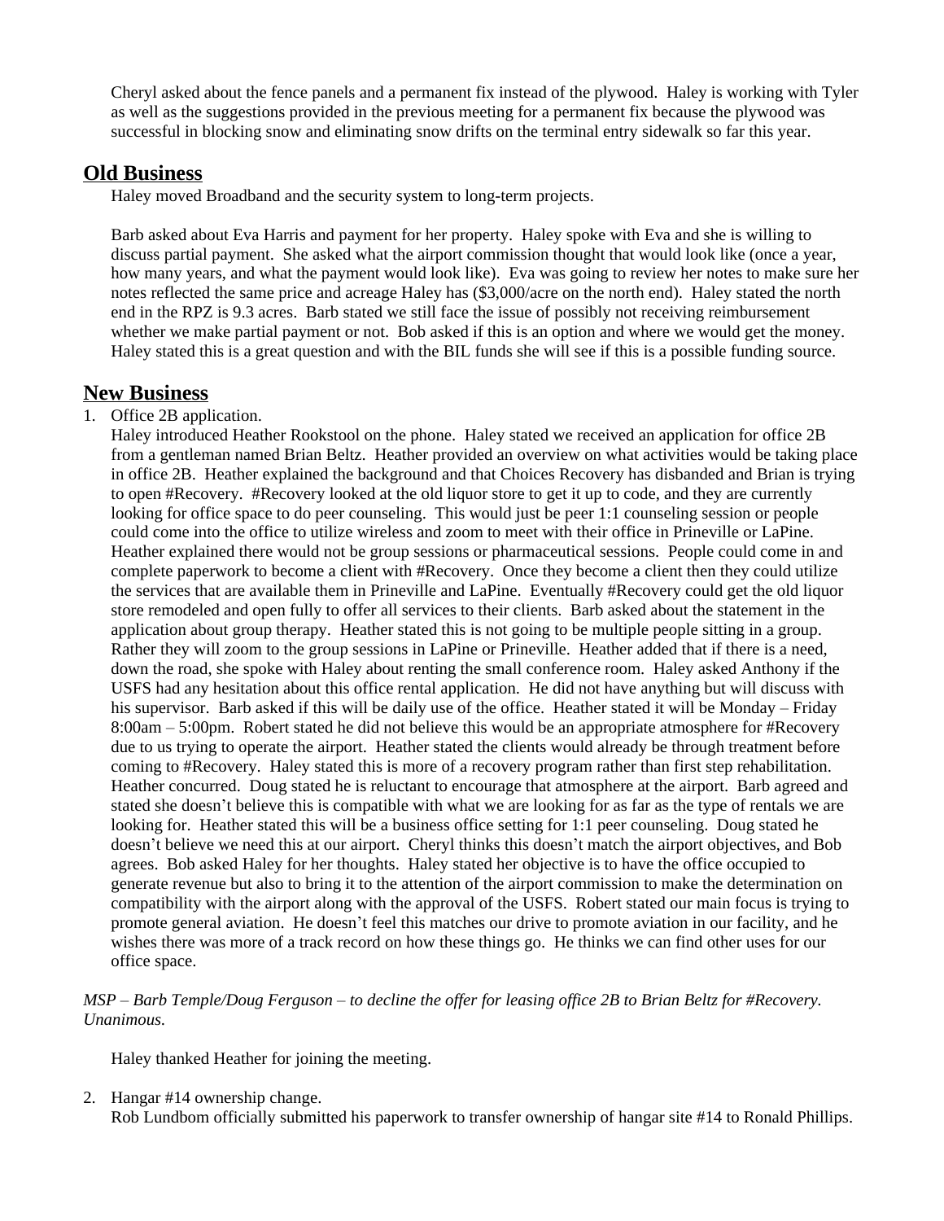Cheryl asked about the fence panels and a permanent fix instead of the plywood. Haley is working with Tyler as well as the suggestions provided in the previous meeting for a permanent fix because the plywood was successful in blocking snow and eliminating snow drifts on the terminal entry sidewalk so far this year.

## Old Business

Haley moved Broadband and the security system to long-term projects.

Barb asked about Eva Harris and payment for her property. Haley spoke with Eva and she is willing to discuss partial payment. She asked what the airport commission thought that would look like (once a year, how many years, and what the payment would look like). Eva was going to review her notes to make sure her notes reflected the same price and acreage Haley has ($3,000/acre on the north end). Haley stated the north end in the RPZ is 9.3 acres. Barb stated we still face the issue of possibly not receiving reimbursement whether we make partial payment or not. Bob asked if this is an option and where we would get the money. Haley stated this is a great question and with the BIL funds she will see if this is a possible funding source.

## New Business

1. Office 2B application.
   Haley introduced Heather Rookstool on the phone. Haley stated we received an application for office 2B from a gentleman named Brian Beltz. Heather provided an overview on what activities would be taking place in office 2B. Heather explained the background and that Choices Recovery has disbanded and Brian is trying to open #Recovery. #Recovery looked at the old liquor store to get it up to code, and they are currently looking for office space to do peer counseling. This would just be peer 1:1 counseling session or people could come into the office to utilize wireless and zoom to meet with their office in Prineville or LaPine. Heather explained there would not be group sessions or pharmaceutical sessions. People could come in and complete paperwork to become a client with #Recovery. Once they become a client then they could utilize the services that are available them in Prineville and LaPine. Eventually #Recovery could get the old liquor store remodeled and open fully to offer all services to their clients. Barb asked about the statement in the application about group therapy. Heather stated this is not going to be multiple people sitting in a group. Rather they will zoom to the group sessions in LaPine or Prineville. Heather added that if there is a need, down the road, she spoke with Haley about renting the small conference room. Haley asked Anthony if the USFS had any hesitation about this office rental application. He did not have anything but will discuss with his supervisor. Barb asked if this will be daily use of the office. Heather stated it will be Monday – Friday 8:00am – 5:00pm. Robert stated he did not believe this would be an appropriate atmosphere for #Recovery due to us trying to operate the airport. Heather stated the clients would already be through treatment before coming to #Recovery. Haley stated this is more of a recovery program rather than first step rehabilitation. Heather concurred. Doug stated he is reluctant to encourage that atmosphere at the airport. Barb agreed and stated she doesn't believe this is compatible with what we are looking for as far as the type of rentals we are looking for. Heather stated this will be a business office setting for 1:1 peer counseling. Doug stated he doesn't believe we need this at our airport. Cheryl thinks this doesn't match the airport objectives, and Bob agrees. Bob asked Haley for her thoughts. Haley stated her objective is to have the office occupied to generate revenue but also to bring it to the attention of the airport commission to make the determination on compatibility with the airport along with the approval of the USFS. Robert stated our main focus is trying to promote general aviation. He doesn't feel this matches our drive to promote aviation in our facility, and he wishes there was more of a track record on how these things go. He thinks we can find other uses for our office space.

*MSP – Barb Temple/Doug Ferguson – to decline the offer for leasing office 2B to Brian Beltz for #Recovery. Unanimous.*

Haley thanked Heather for joining the meeting.

2. Hangar #14 ownership change.
   Rob Lundbom officially submitted his paperwork to transfer ownership of hangar site #14 to Ronald Phillips.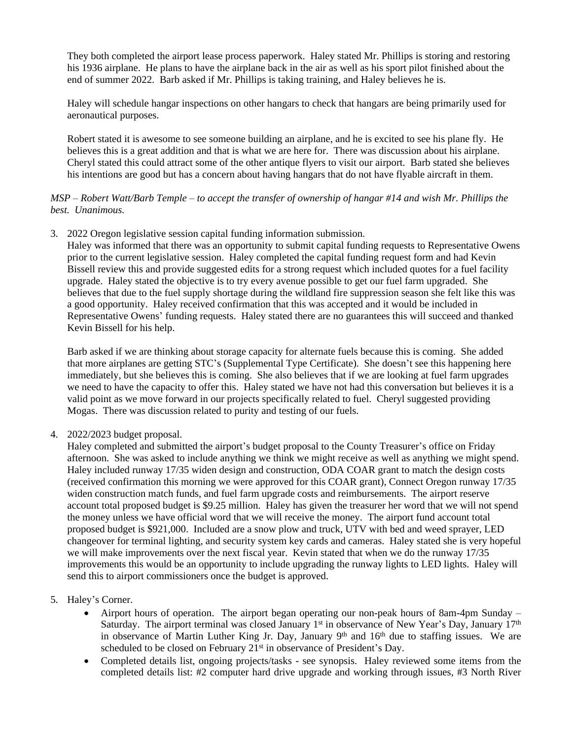They both completed the airport lease process paperwork. Haley stated Mr. Phillips is storing and restoring his 1936 airplane. He plans to have the airplane back in the air as well as his sport pilot finished about the end of summer 2022. Barb asked if Mr. Phillips is taking training, and Haley believes he is.

Haley will schedule hangar inspections on other hangars to check that hangars are being primarily used for aeronautical purposes.

Robert stated it is awesome to see someone building an airplane, and he is excited to see his plane fly. He believes this is a great addition and that is what we are here for. There was discussion about his airplane. Cheryl stated this could attract some of the other antique flyers to visit our airport. Barb stated she believes his intentions are good but has a concern about having hangars that do not have flyable aircraft in them.

*MSP – Robert Watt/Barb Temple – to accept the transfer of ownership of hangar #14 and wish Mr. Phillips the best. Unanimous.*

3. 2022 Oregon legislative session capital funding information submission.
   Haley was informed that there was an opportunity to submit capital funding requests to Representative Owens prior to the current legislative session. Haley completed the capital funding request form and had Kevin Bissell review this and provide suggested edits for a strong request which included quotes for a fuel facility upgrade. Haley stated the objective is to try every avenue possible to get our fuel farm upgraded. She believes that due to the fuel supply shortage during the wildland fire suppression season she felt like this was a good opportunity. Haley received confirmation that this was accepted and it would be included in Representative Owens' funding requests. Haley stated there are no guarantees this will succeed and thanked Kevin Bissell for his help.

   Barb asked if we are thinking about storage capacity for alternate fuels because this is coming. She added that more airplanes are getting STC's (Supplemental Type Certificate). She doesn't see this happening here immediately, but she believes this is coming. She also believes that if we are looking at fuel farm upgrades we need to have the capacity to offer this. Haley stated we have not had this conversation but believes it is a valid point as we move forward in our projects specifically related to fuel. Cheryl suggested providing Mogas. There was discussion related to purity and testing of our fuels.

4. 2022/2023 budget proposal.
   Haley completed and submitted the airport's budget proposal to the County Treasurer's office on Friday afternoon. She was asked to include anything we think we might receive as well as anything we might spend. Haley included runway 17/35 widen design and construction, ODA COAR grant to match the design costs (received confirmation this morning we were approved for this COAR grant), Connect Oregon runway 17/35 widen construction match funds, and fuel farm upgrade costs and reimbursements. The airport reserve account total proposed budget is $9.25 million. Haley has given the treasurer her word that we will not spend the money unless we have official word that we will receive the money. The airport fund account total proposed budget is $921,000. Included are a snow plow and truck, UTV with bed and weed sprayer, LED changeover for terminal lighting, and security system key cards and cameras. Haley stated she is very hopeful we will make improvements over the next fiscal year. Kevin stated that when we do the runway 17/35 improvements this would be an opportunity to include upgrading the runway lights to LED lights. Haley will send this to airport commissioners once the budget is approved.

5. Haley's Corner.
   - Airport hours of operation. The airport began operating our non-peak hours of 8am-4pm Sunday – Saturday. The airport terminal was closed January 1st in observance of New Year's Day, January 17th in observance of Martin Luther King Jr. Day, January 9th and 16th due to staffing issues. We are scheduled to be closed on February 21st in observance of President's Day.
   - Completed details list, ongoing projects/tasks - see synopsis. Haley reviewed some items from the completed details list: #2 computer hard drive upgrade and working through issues, #3 North River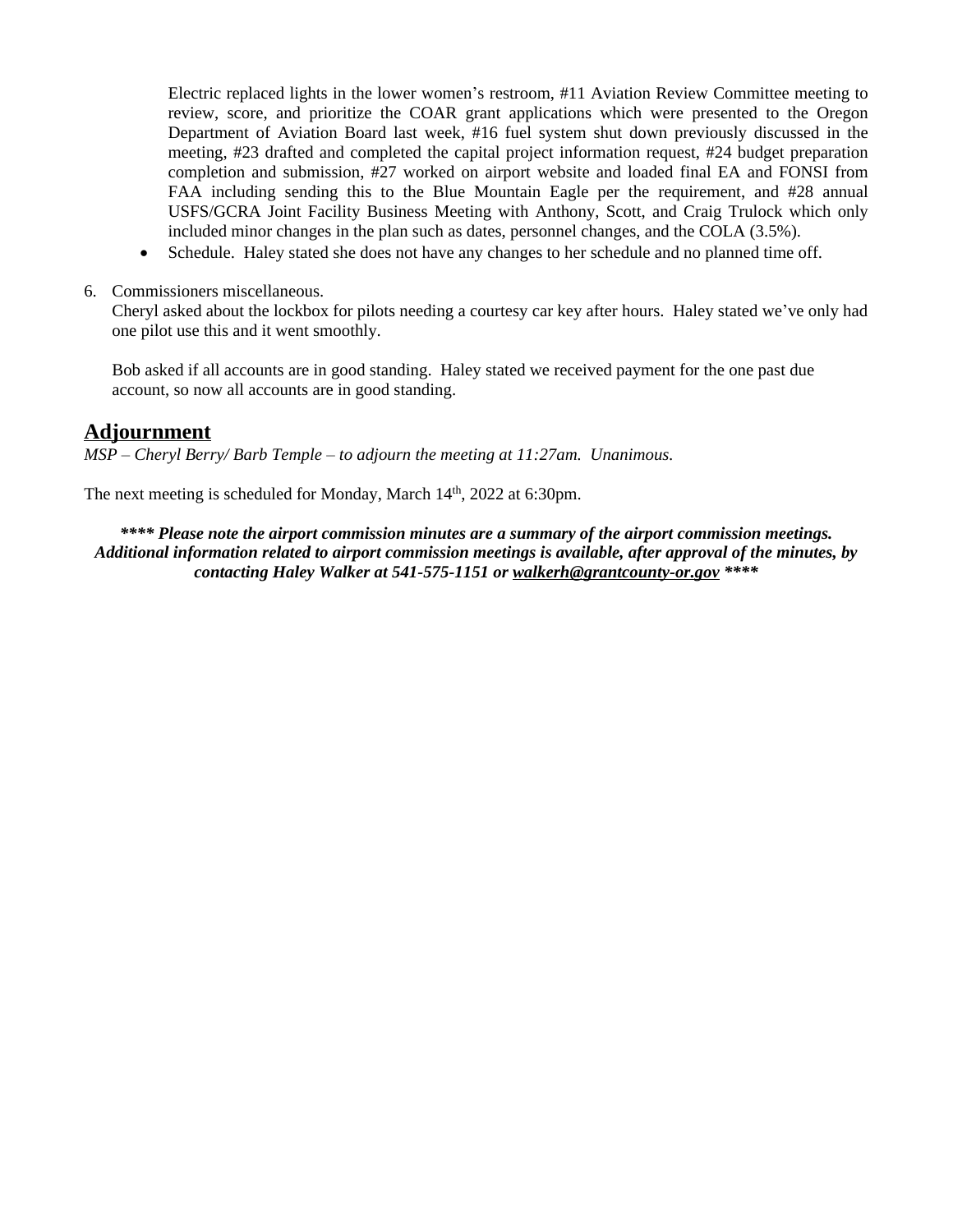Electric replaced lights in the lower women's restroom, #11 Aviation Review Committee meeting to review, score, and prioritize the COAR grant applications which were presented to the Oregon Department of Aviation Board last week, #16 fuel system shut down previously discussed in the meeting, #23 drafted and completed the capital project information request, #24 budget preparation completion and submission, #27 worked on airport website and loaded final EA and FONSI from FAA including sending this to the Blue Mountain Eagle per the requirement, and #28 annual USFS/GCRA Joint Facility Business Meeting with Anthony, Scott, and Craig Trulock which only included minor changes in the plan such as dates, personnel changes, and the COLA (3.5%).

- Schedule. Haley stated she does not have any changes to her schedule and no planned time off.

6. Commissioners miscellaneous.
   Cheryl asked about the lockbox for pilots needing a courtesy car key after hours. Haley stated we've only had one pilot use this and it went smoothly.

   Bob asked if all accounts are in good standing. Haley stated we received payment for the one past due account, so now all accounts are in good standing.

## Adjournment

*MSP – Cheryl Berry/ Barb Temple – to adjourn the meeting at 11:27am. Unanimous.*

The next meeting is scheduled for Monday, March 14th, 2022 at 6:30pm.

***\*\*\*\* Please note the airport commission minutes are a summary of the airport commission meetings. Additional information related to airport commission meetings is available, after approval of the minutes, by contacting Haley Walker at 541-575-1151 or walkerh@grantcounty-or.gov \*\*\*\****